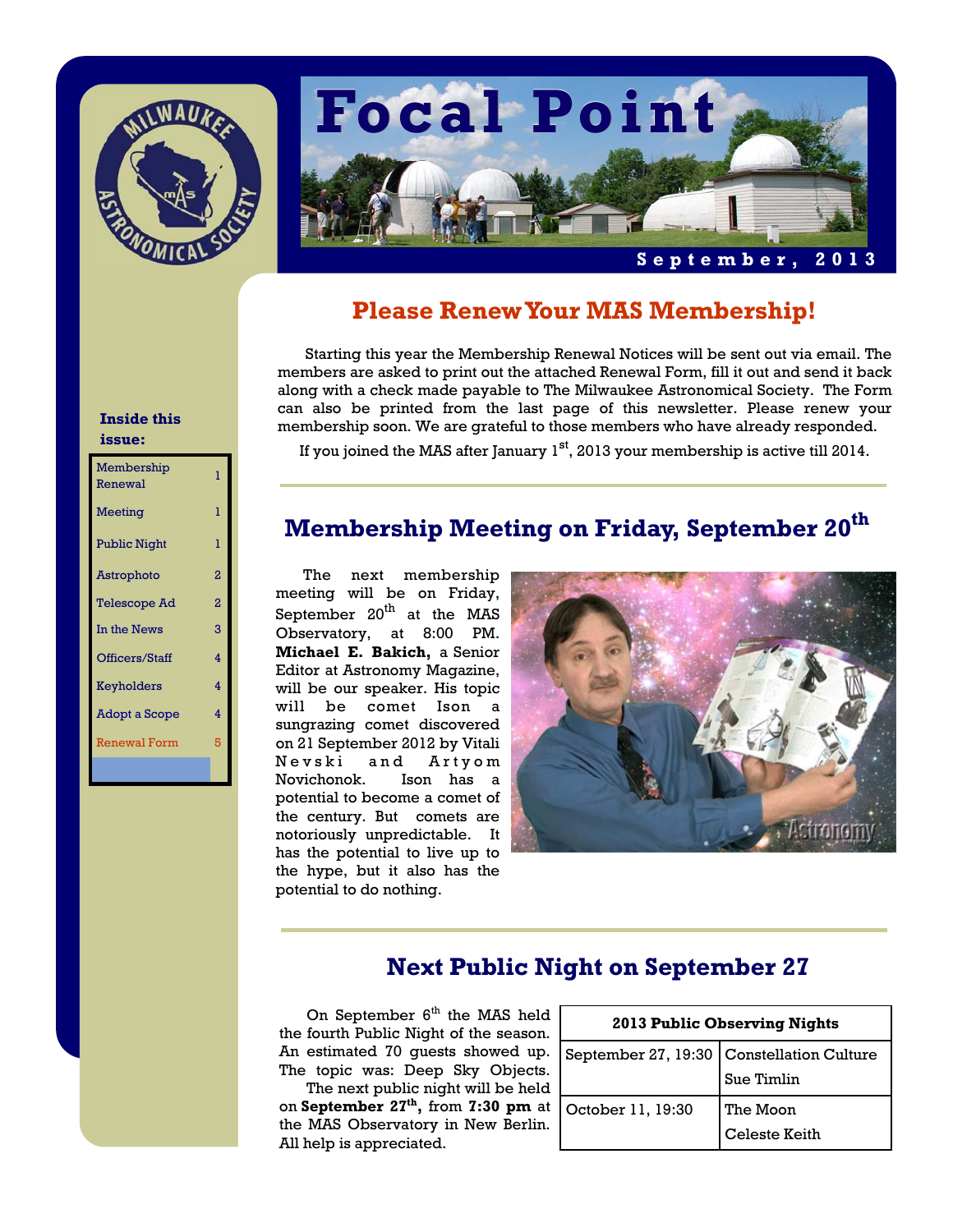# Focal Point

**September, 2013**

**Inside this issue:**

| | |
|---|---|
| Membership Renewal | 1 |
| Meeting | 1 |
| Public Night | 1 |
| Astrophoto | 2 |
| Telescope Ad | 2 |
| In the News | 3 |
| Officers/Staff | 4 |
| Keyholders | 4 |
| Adopt a Scope | 4 |
| Renewal Form | 5 |

## Please Renew Your MAS Membership!

Starting this year the Membership Renewal Notices will be sent out via email. The members are asked to print out the attached Renewal Form, fill it out and send it back along with a check made payable to The Milwaukee Astronomical Society. The Form can also be printed from the last page of this newsletter. Please renew your membership soon. We are grateful to those members who have already responded.

If you joined the MAS after January 1st, 2013 your membership is active till 2014.

## Membership Meeting on Friday, September 20th

The next membership meeting will be on Friday, September 20th at the MAS Observatory, at 8:00 PM. **Michael E. Bakich,** a Senior Editor at Astronomy Magazine, will be our speaker. His topic will be comet Ison a sungrazing comet discovered on 21 September 2012 by Vitali Nevski and Artyom Novichonok. Ison has a potential to become a comet of the century. But comets are notoriously unpredictable. It has the potential to live up to the hype, but it also has the potential to do nothing.

## Next Public Night on September 27

On September 6th the MAS held the fourth Public Night of the season. An estimated 70 guests showed up. The topic was: Deep Sky Objects.

The next public night will be held on **September 27th,** from **7:30 pm** at the MAS Observatory in New Berlin. All help is appreciated.

| 2013 Public Observing Nights | |
|---|---|
| September 27, 19:30 | Constellation Culture<br>Sue Timlin |
| October 11, 19:30 | The Moon<br>Celeste Keith |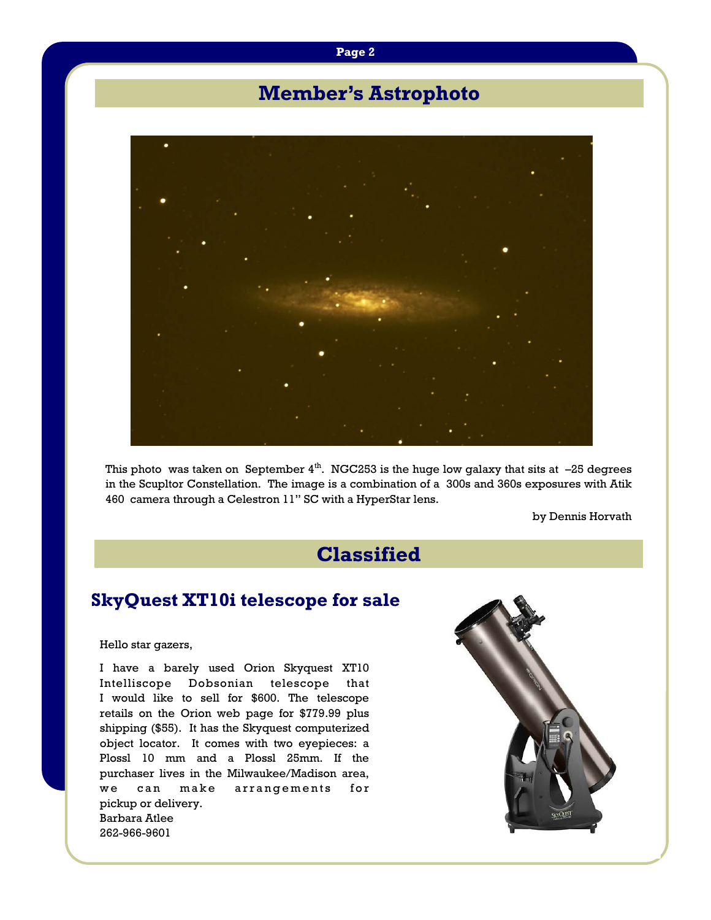## Member's Astrophoto

This photo was taken on September 4th. NGC253 is the huge low galaxy that sits at –25 degrees in the Scupltor Constellation. The image is a combination of a 300s and 360s exposures with Atik 460 camera through a Celestron 11" SC with a HyperStar lens.

by Dennis Horvath

## Classified

### SkyQuest XT10i telescope for sale

Hello star gazers,

I have a barely used Orion Skyquest XT10 Intelliscope Dobsonian telescope that I would like to sell for $600. The telescope retails on the Orion web page for $779.99 plus shipping ($55). It has the Skyquest computerized object locator. It comes with two eyepieces: a Plossl 10 mm and a Plossl 25mm. If the purchaser lives in the Milwaukee/Madison area, we can make arrangements for pickup or delivery.

Barbara Atlee  
262-966-9601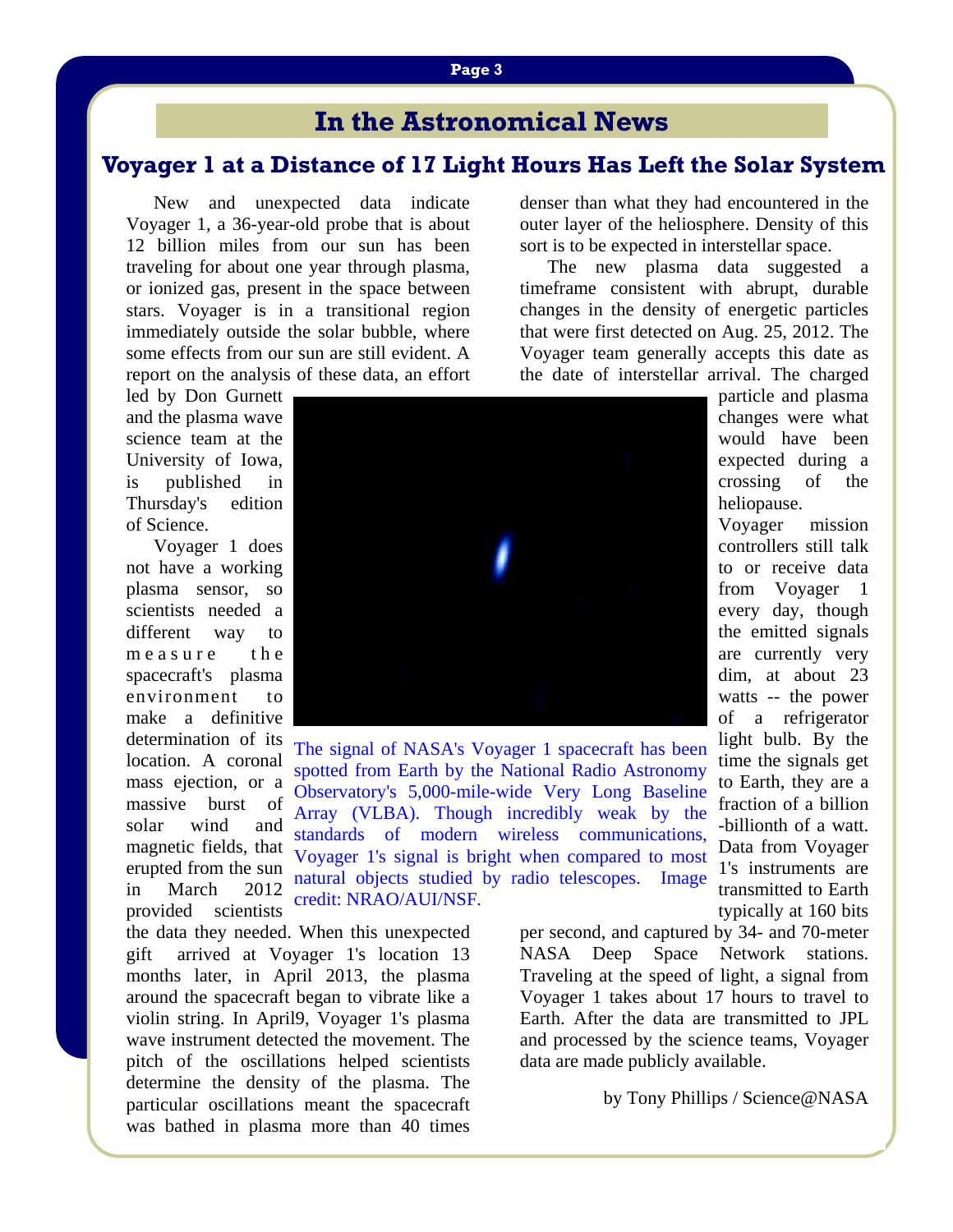# In the Astronomical News

## Voyager 1 at a Distance of 17 Light Hours Has Left the Solar System

New and unexpected data indicate Voyager 1, a 36-year-old probe that is about 12 billion miles from our sun has been traveling for about one year through plasma, or ionized gas, present in the space between stars. Voyager is in a transitional region immediately outside the solar bubble, where some effects from our sun are still evident. A report on the analysis of these data, an effort led by Don Gurnett and the plasma wave science team at the University of Iowa, is published in Thursday's edition of Science.

Voyager 1 does not have a working plasma sensor, so scientists needed a different way to measure the spacecraft's plasma environment to make a definitive determination of its location. A coronal mass ejection, or a massive burst of solar wind and magnetic fields, that erupted from the sun in March 2012 provided scientists the data they needed. When this unexpected gift arrived at Voyager 1's location 13 months later, in April 2013, the plasma around the spacecraft began to vibrate like a violin string. In April9, Voyager 1's plasma wave instrument detected the movement. The pitch of the oscillations helped scientists determine the density of the plasma. The particular oscillations meant the spacecraft was bathed in plasma more than 40 times denser than what they had encountered in the outer layer of the heliosphere. Density of this sort is to be expected in interstellar space.

The new plasma data suggested a timeframe consistent with abrupt, durable changes in the density of energetic particles that were first detected on Aug. 25, 2012. The Voyager team generally accepts this date as the date of interstellar arrival. The charged particle and plasma changes were what would have been expected during a crossing of the heliopause.

The signal of NASA's Voyager 1 spacecraft has been spotted from Earth by the National Radio Astronomy Observatory's 5,000-mile-wide Very Long Baseline Array (VLBA). Though incredibly weak by the standards of modern wireless communications, Voyager 1's signal is bright when compared to most natural objects studied by radio telescopes. Image credit: NRAO/AUI/NSF.

Voyager mission controllers still talk to or receive data from Voyager 1 every day, though the emitted signals are currently very dim, at about 23 watts -- the power of a refrigerator light bulb. By the time the signals get to Earth, they are a fraction of a billion -billionth of a watt. Data from Voyager 1's instruments are transmitted to Earth typically at 160 bits per second, and captured by 34- and 70-meter NASA Deep Space Network stations. Traveling at the speed of light, a signal from Voyager 1 takes about 17 hours to travel to Earth. After the data are transmitted to JPL and processed by the science teams, Voyager data are made publicly available.

by Tony Phillips / Science@NASA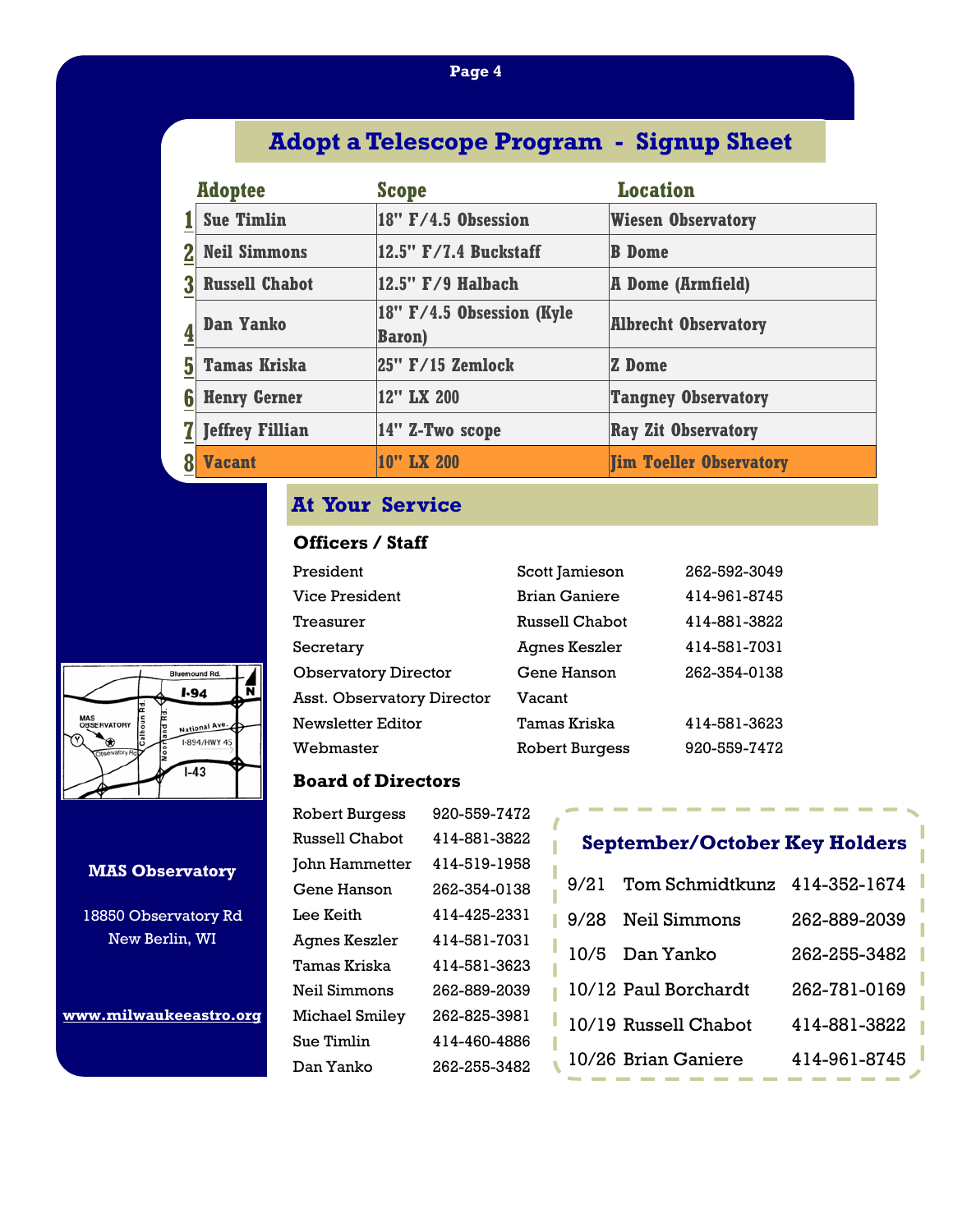## Adopt a Telescope Program - Signup Sheet

| | Adoptee | Scope | Location |
|---|---|---|---|
| 1 | Sue Timlin | 18" F/4.5 Obsession | Wiesen Observatory |
| 2 | Neil Simmons | 12.5" F/7.4 Buckstaff | B Dome |
| 3 | Russell Chabot | 12.5" F/9 Halbach | A Dome (Armfield) |
| 4 | Dan Yanko | 18" F/4.5 Obsession (Kyle Baron) | Albrecht Observatory |
| 5 | Tamas Kriska | 25" F/15 Zemlock | Z Dome |
| 6 | Henry Gerner | 12" LX 200 | Tangney Observatory |
| 7 | Jeffrey Fillian | 14" Z-Two scope | Ray Zit Observatory |
| 8 | Vacant | 10" LX 200 | Jim Toeller Observatory |

## At Your Service

### Officers / Staff

| | | |
|---|---|---|
| President | Scott Jamieson | 262-592-3049 |
| Vice President | Brian Ganiere | 414-961-8745 |
| Treasurer | Russell Chabot | 414-881-3822 |
| Secretary | Agnes Keszler | 414-581-7031 |
| Observatory Director | Gene Hanson | 262-354-0138 |
| Asst. Observatory Director | Vacant | |
| Newsletter Editor | Tamas Kriska | 414-581-3623 |
| Webmaster | Robert Burgess | 920-559-7472 |

### Board of Directors

| | |
|---|---|
| Robert Burgess | 920-559-7472 |
| Russell Chabot | 414-881-3822 |
| John Hammetter | 414-519-1958 |
| Gene Hanson | 262-354-0138 |
| Lee Keith | 414-425-2331 |
| Agnes Keszler | 414-581-7031 |
| Tamas Kriska | 414-581-3623 |
| Neil Simmons | 262-889-2039 |
| Michael Smiley | 262-825-3981 |
| Sue Timlin | 414-460-4886 |
| Dan Yanko | 262-255-3482 |

### September/October Key Holders

| | | |
|---|---|---|
| 9/21 | Tom Schmidtkunz | 414-352-1674 |
| 9/28 | Neil Simmons | 262-889-2039 |
| 10/5 | Dan Yanko | 262-255-3482 |
| 10/12 | Paul Borchardt | 262-781-0169 |
| 10/19 | Russell Chabot | 414-881-3822 |
| 10/26 | Brian Ganiere | 414-961-8745 |

Bluemound Rd. I-94 N MAS OBSERVATORY Calhoun Rd. Moorland Rd. National Ave. I-894/HWY 45 Observatory Rd I-43 Y

**MAS Observatory**

18850 Observatory Rd
New Berlin, WI

**www.milwaukeeastro.org**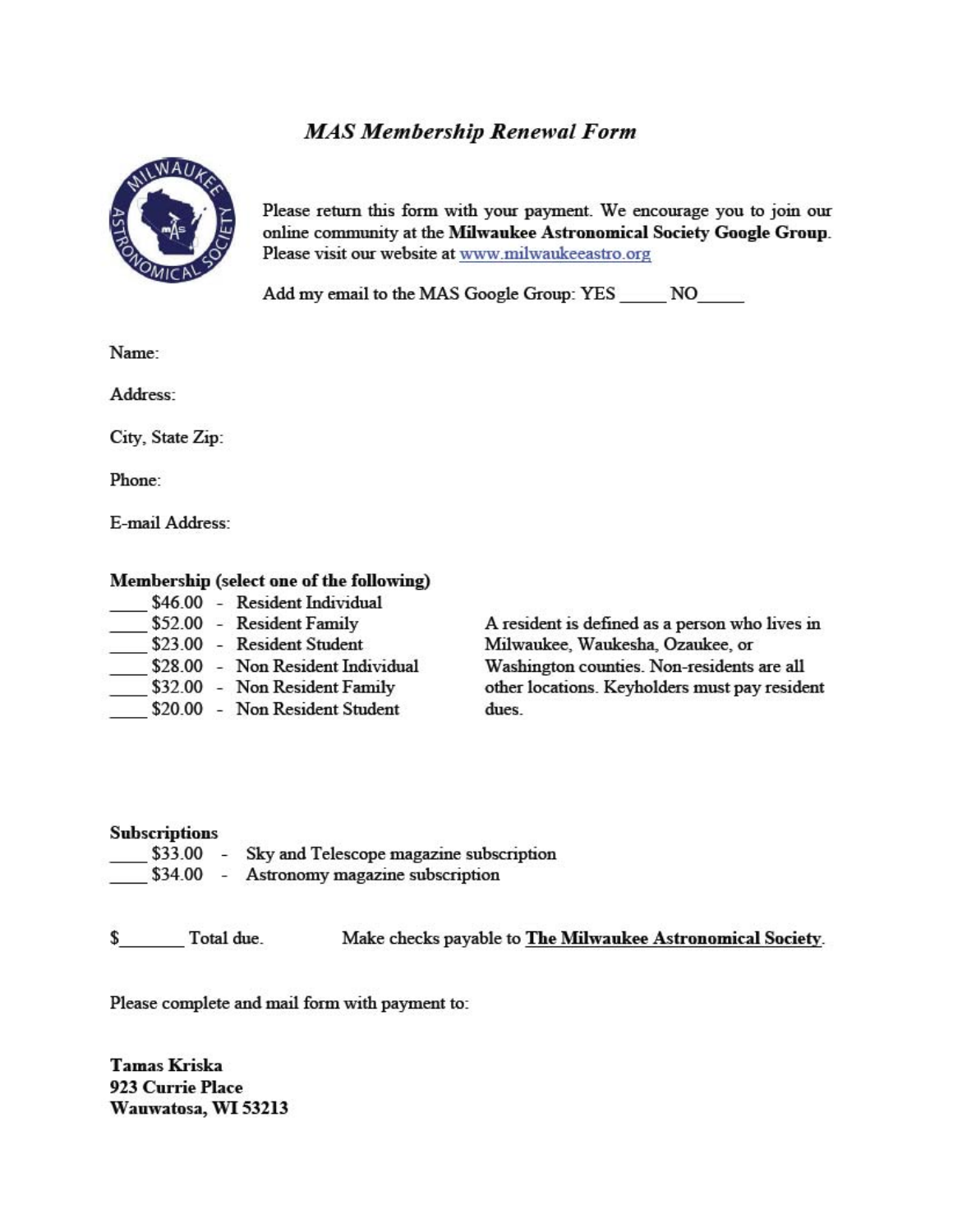# *MAS Membership Renewal Form*

Please return this form with your payment. We encourage you to join our online community at the **Milwaukee Astronomical Society Google Group**. Please visit our website at www.milwaukeeastro.org

Add my email to the MAS Google Group: YES _____ NO_____

Name:

Address:

City, State Zip:

Phone:

E-mail Address:

**Membership (select one of the following)**

____ $46.00 - Resident Individual
____ $52.00 - Resident Family
____ $23.00 - Resident Student
____ $28.00 - Non Resident Individual
____ $32.00 - Non Resident Family
____ $20.00 - Non Resident Student

A resident is defined as a person who lives in Milwaukee, Waukesha, Ozaukee, or Washington counties. Non-residents are all other locations. Keyholders must pay resident dues.

**Subscriptions**

____ $33.00 - Sky and Telescope magazine subscription
____ $34.00 - Astronomy magazine subscription

$_______ Total due.

Make checks payable to **The Milwaukee Astronomical Society**.

Please complete and mail form with payment to:

**Tamas Kriska**
**923 Currie Place**
**Wauwatosa, WI 53213**